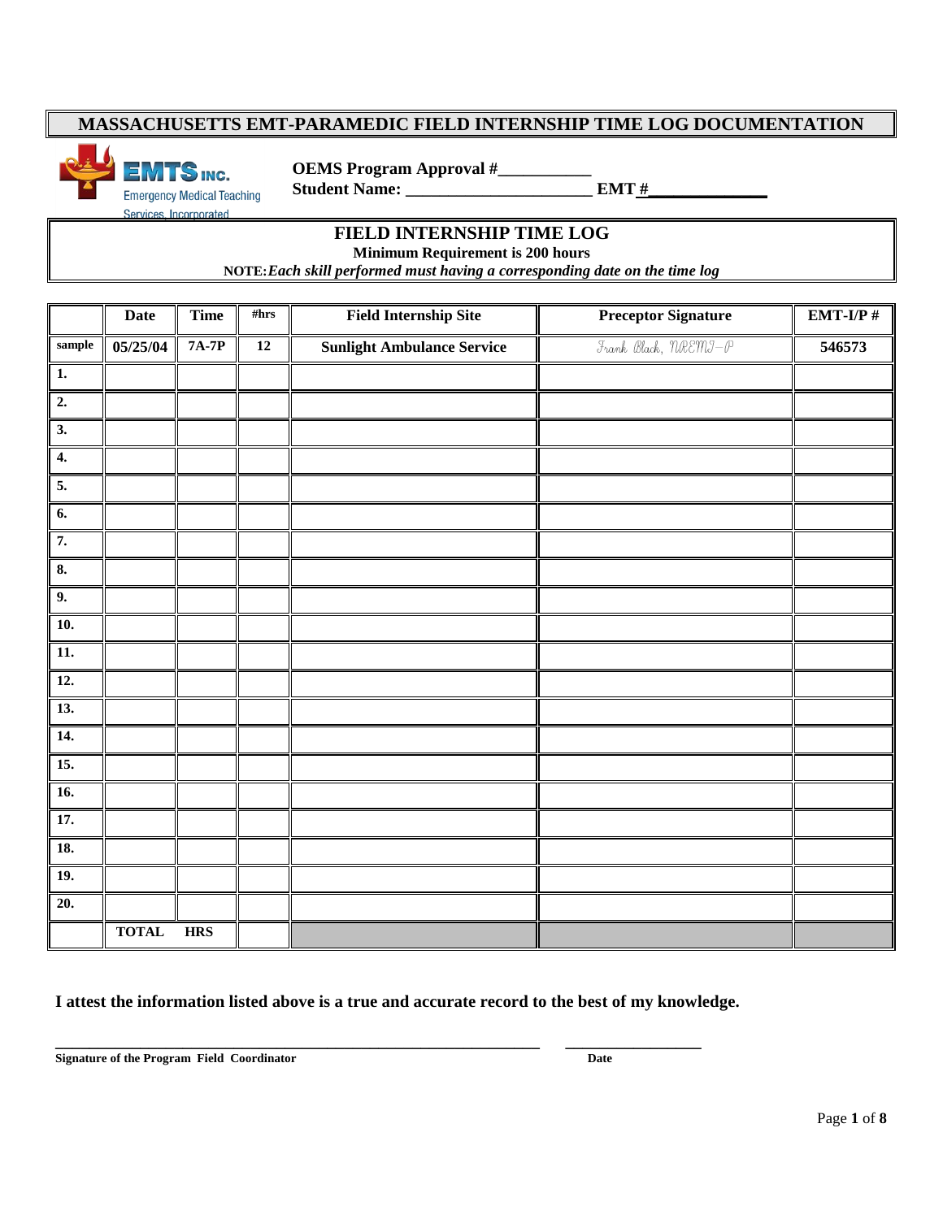# MASSACHUSETTS EMT-PARAMEDIC FIELD INTERNSHIP TIME LOG DOCUMENTATION

EMTS INC.
Emergency Medical Teaching Services, Incorporated

**OEMS Program Approval #\_\_\_\_\_\_\_\_\_\_\_**
**Student Name: \_\_\_\_\_\_\_\_\_\_\_\_\_\_\_\_\_\_\_\_\_\_ EMT #\_\_\_\_\_\_\_\_\_\_\_\_\_\_**

## FIELD INTERNSHIP TIME LOG

**Minimum Requirement is 200 hours**

**NOTE:** ***Each skill performed must having a corresponding date on the time log***

| | Date | Time | #hrs | Field Internship Site | Preceptor Signature | EMT-I/P # |
|---|---|---|---|---|---|---|
| sample | 05/25/04 | 7A-7P | 12 | Sunlight Ambulance Service | Frank Black, NREMT-P | 546573 |
| 1. | | | | | | |
| 2. | | | | | | |
| 3. | | | | | | |
| 4. | | | | | | |
| 5. | | | | | | |
| 6. | | | | | | |
| 7. | | | | | | |
| 8. | | | | | | |
| 9. | | | | | | |
| 10. | | | | | | |
| 11. | | | | | | |
| 12. | | | | | | |
| 13. | | | | | | |
| 14. | | | | | | |
| 15. | | | | | | |
| 16. | | | | | | |
| 17. | | | | | | |
| 18. | | | | | | |
| 19. | | | | | | |
| 20. | | | | | | |
| | TOTAL | HRS | | | | |

**I attest the information listed above is a true and accurate record to the best of my knowledge.**

\_\_\_\_\_\_\_\_\_\_\_\_\_\_\_\_\_\_\_\_\_\_\_\_\_\_\_\_\_\_\_\_\_\_\_\_\_\_\_\_\_\_\_\_\_\_\_\_\_\_\_\_ \_\_\_\_\_\_\_\_\_\_\_\_\_\_\_\_\_\_

**Signature of the Program Field Coordinator** **Date**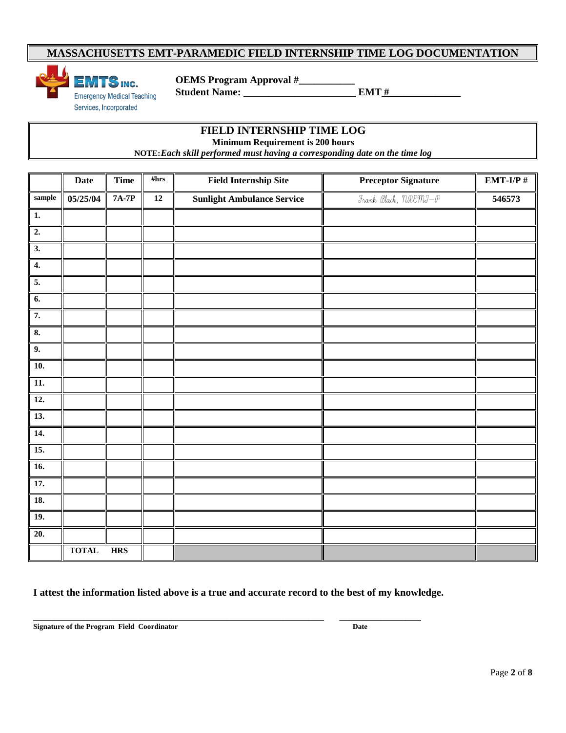# MASSACHUSETTS EMT-PARAMEDIC FIELD INTERNSHIP TIME LOG DOCUMENTATION

EMTS INC.
Emergency Medical Teaching Services, Incorporated

**OEMS Program Approval #___________**
**Student Name: ______________________ EMT #______________**

## FIELD INTERNSHIP TIME LOG

**Minimum Requirement is 200 hours**

**NOTE:** ***Each skill performed must having a corresponding date on the time log***

| | Date | Time | #hrs | Field Internship Site | Preceptor Signature | EMT-I/P # |
|---|---|---|---|---|---|---|
| sample | 05/25/04 | 7A-7P | 12 | Sunlight Ambulance Service | Frank Black, NREMT-P | 546573 |
| 1. | | | | | | |
| 2. | | | | | | |
| 3. | | | | | | |
| 4. | | | | | | |
| 5. | | | | | | |
| 6. | | | | | | |
| 7. | | | | | | |
| 8. | | | | | | |
| 9. | | | | | | |
| 10. | | | | | | |
| 11. | | | | | | |
| 12. | | | | | | |
| 13. | | | | | | |
| 14. | | | | | | |
| 15. | | | | | | |
| 16. | | | | | | |
| 17. | | | | | | |
| 18. | | | | | | |
| 19. | | | | | | |
| 20. | | | | | | |
| | TOTAL | HRS | | | | |

**I attest the information listed above is a true and accurate record to the best of my knowledge.**

_____________________________________________________________ __________________

**Signature of the Program Field Coordinator** **Date**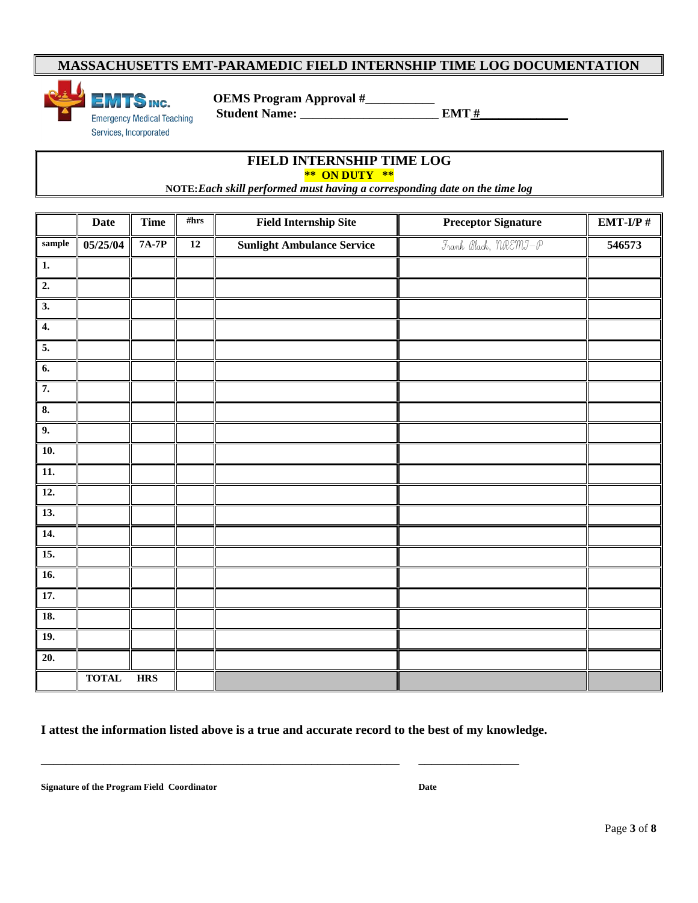# MASSACHUSETTS EMT-PARAMEDIC FIELD INTERNSHIP TIME LOG DOCUMENTATION

EMTS INC.
Emergency Medical Teaching Services, Incorporated

**OEMS Program Approval #___________**
**Student Name: ______________________ EMT #______________**

## FIELD INTERNSHIP TIME LOG

**\*\* ON DUTY \*\***

**NOTE:** ***Each skill performed must having a corresponding date on the time log***

| | Date | Time | #hrs | Field Internship Site | Preceptor Signature | EMT-I/P # |
|---|---|---|---|---|---|---|
| sample | 05/25/04 | 7A-7P | 12 | Sunlight Ambulance Service | Frank Black, NREMT-P | 546573 |
| 1. | | | | | | |
| 2. | | | | | | |
| 3. | | | | | | |
| 4. | | | | | | |
| 5. | | | | | | |
| 6. | | | | | | |
| 7. | | | | | | |
| 8. | | | | | | |
| 9. | | | | | | |
| 10. | | | | | | |
| 11. | | | | | | |
| 12. | | | | | | |
| 13. | | | | | | |
| 14. | | | | | | |
| 15. | | | | | | |
| 16. | | | | | | |
| 17. | | | | | | |
| 18. | | | | | | |
| 19. | | | | | | |
| 20. | | | | | | |
| | TOTAL | HRS | | | | |

**I attest the information listed above is a true and accurate record to the best of my knowledge.**

_____________________________________________________________ ________________

**Signature of the Program Field Coordinator** **Date**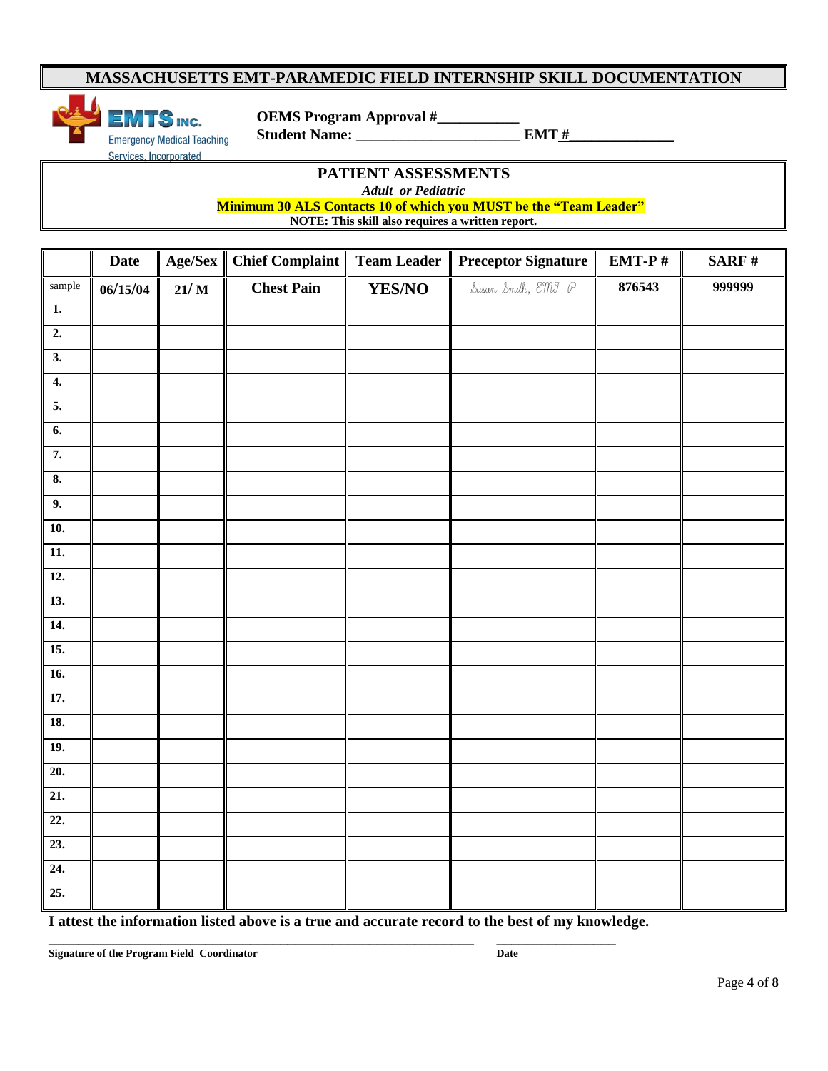# MASSACHUSETTS EMT-PARAMEDIC FIELD INTERNSHIP SKILL DOCUMENTATION

EMTS INC. Emergency Medical Teaching Services, Incorporated

**OEMS Program Approval #\_\_\_\_\_\_\_\_\_\_\_**
**Student Name: \_\_\_\_\_\_\_\_\_\_\_\_\_\_\_\_\_\_\_\_\_\_\_ EMT #\_\_\_\_\_\_\_\_\_\_\_\_\_\_**

## PATIENT ASSESSMENTS

*Adult or Pediatric*

**Minimum 30 ALS Contacts 10 of which you MUST be the "Team Leader"**

**NOTE: This skill also requires a written report.**

| | Date | Age/Sex | Chief Complaint | Team Leader | Preceptor Signature | EMT-P # | SARF # |
|---|---|---|---|---|---|---|---|
| sample | 06/15/04 | 21/ M | Chest Pain | YES/NO | Susan Smith, EMT-P | 876543 | 999999 |
| 1. | | | | | | | |
| 2. | | | | | | | |
| 3. | | | | | | | |
| 4. | | | | | | | |
| 5. | | | | | | | |
| 6. | | | | | | | |
| 7. | | | | | | | |
| 8. | | | | | | | |
| 9. | | | | | | | |
| 10. | | | | | | | |
| 11. | | | | | | | |
| 12. | | | | | | | |
| 13. | | | | | | | |
| 14. | | | | | | | |
| 15. | | | | | | | |
| 16. | | | | | | | |
| 17. | | | | | | | |
| 18. | | | | | | | |
| 19. | | | | | | | |
| 20. | | | | | | | |
| 21. | | | | | | | |
| 22. | | | | | | | |
| 23. | | | | | | | |
| 24. | | | | | | | |
| 25. | | | | | | | |

**I attest the information listed above is a true and accurate record to the best of my knowledge.**

\_\_\_\_\_\_\_\_\_\_\_\_\_\_\_\_\_\_\_\_\_\_\_\_\_\_\_\_\_\_\_\_\_\_\_\_\_\_\_\_\_\_\_\_\_\_\_\_ \_\_\_\_\_\_\_\_\_\_\_\_\_\_\_\_\_\_
**Signature of the Program Field Coordinator** **Date**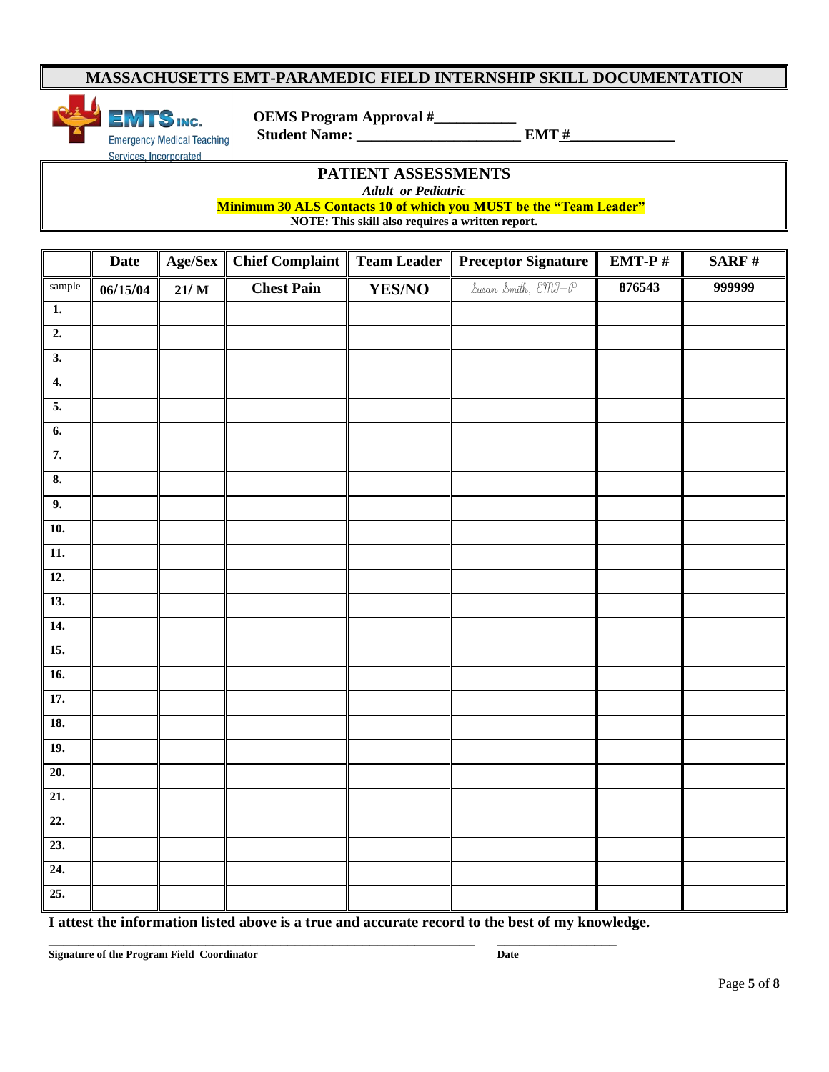# MASSACHUSETTS EMT-PARAMEDIC FIELD INTERNSHIP SKILL DOCUMENTATION

EMTS INC. Emergency Medical Teaching Services, Incorporated

**OEMS Program Approval #__________**
**Student Name: ______________________ EMT #_____________**

## PATIENT ASSESSMENTS

*Adult or Pediatric*

**Minimum 30 ALS Contacts 10 of which you MUST be the "Team Leader"**

**NOTE: This skill also requires a written report.**

| | Date | Age/Sex | Chief Complaint | Team Leader | Preceptor Signature | EMT-P # | SARF # |
|---|---|---|---|---|---|---|---|
| sample | 06/15/04 | 21/ M | Chest Pain | YES/NO | Susan Smith, EMT-P | 876543 | 999999 |
| 1. | | | | | | | |
| 2. | | | | | | | |
| 3. | | | | | | | |
| 4. | | | | | | | |
| 5. | | | | | | | |
| 6. | | | | | | | |
| 7. | | | | | | | |
| 8. | | | | | | | |
| 9. | | | | | | | |
| 10. | | | | | | | |
| 11. | | | | | | | |
| 12. | | | | | | | |
| 13. | | | | | | | |
| 14. | | | | | | | |
| 15. | | | | | | | |
| 16. | | | | | | | |
| 17. | | | | | | | |
| 18. | | | | | | | |
| 19. | | | | | | | |
| 20. | | | | | | | |
| 21. | | | | | | | |
| 22. | | | | | | | |
| 23. | | | | | | | |
| 24. | | | | | | | |
| 25. | | | | | | | |

**I attest the information listed above is a true and accurate record to the best of my knowledge.**

**______________________________________________ ________________**
**Signature of the Program Field Coordinator** **Date**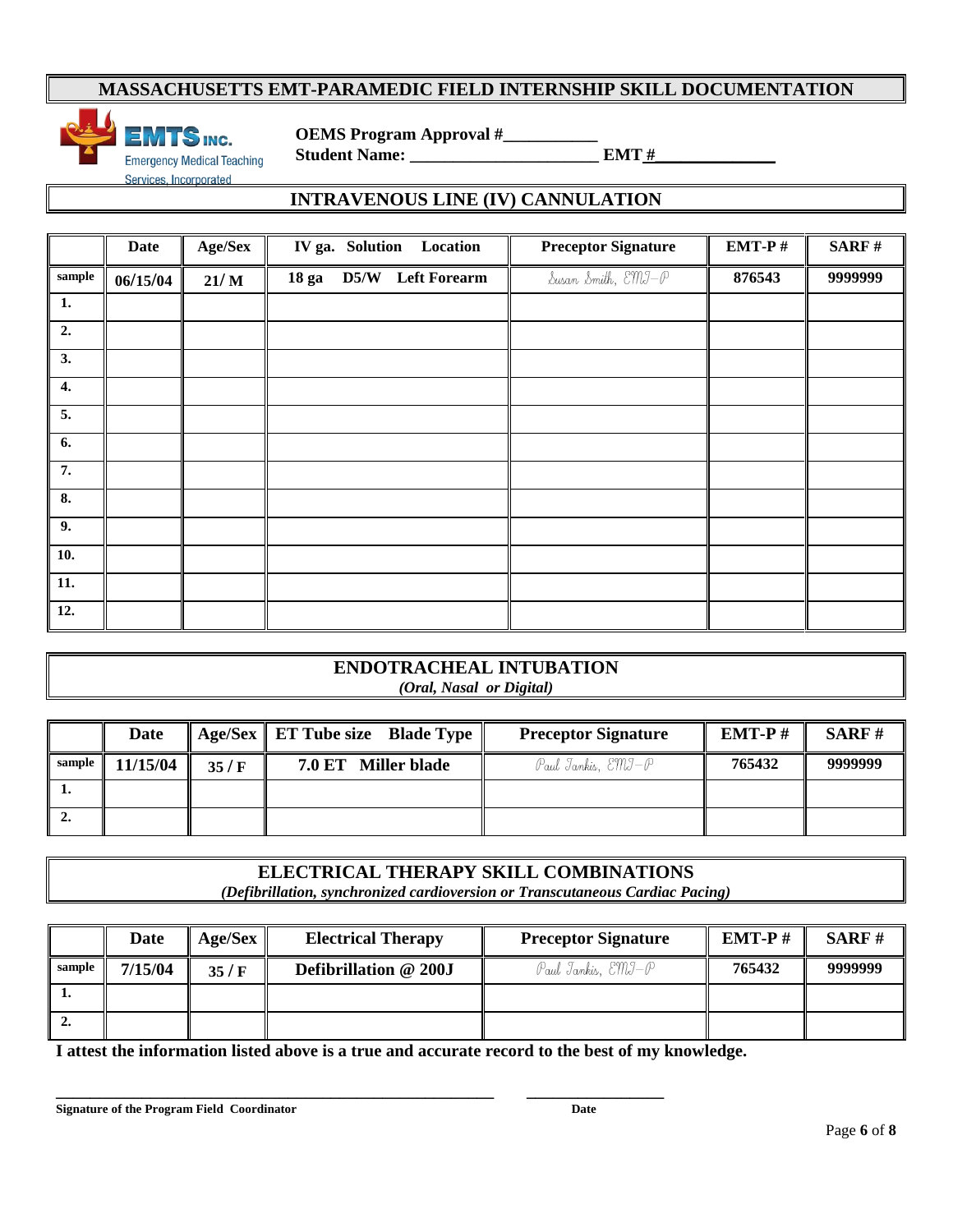# MASSACHUSETTS EMT-PARAMEDIC FIELD INTERNSHIP SKILL DOCUMENTATION

EMTS INC.
Emergency Medical Teaching Services, Incorporated

**OEMS Program Approval #__________**
**Student Name: ____________________ EMT #______________**

## INTRAVENOUS LINE (IV) CANNULATION

| | Date | Age/Sex | IV ga. Solution Location | Preceptor Signature | EMT-P # | SARF # |
|---|---|---|---|---|---|---|
| sample | 06/15/04 | 21/ M | 18 ga D5/W Left Forearm | Susan Smith, EMT-P | 876543 | 9999999 |
| 1. | | | | | | |
| 2. | | | | | | |
| 3. | | | | | | |
| 4. | | | | | | |
| 5. | | | | | | |
| 6. | | | | | | |
| 7. | | | | | | |
| 8. | | | | | | |
| 9. | | | | | | |
| 10. | | | | | | |
| 11. | | | | | | |
| 12. | | | | | | |

## ENDOTRACHEAL INTUBATION
*(Oral, Nasal or Digital)*

| | Date | Age/Sex | ET Tube size Blade Type | Preceptor Signature | EMT-P # | SARF # |
|---|---|---|---|---|---|---|
| sample | 11/15/04 | 35 / F | 7.0 ET Miller blade | Paul Jankis, EMT-P | 765432 | 9999999 |
| 1. | | | | | | |
| 2. | | | | | | |

## ELECTRICAL THERAPY SKILL COMBINATIONS
*(Defibrillation, synchronized cardioversion or Transcutaneous Cardiac Pacing)*

| | Date | Age/Sex | Electrical Therapy | Preceptor Signature | EMT-P # | SARF # |
|---|---|---|---|---|---|---|
| sample | 7/15/04 | 35 / F | Defibrillation @ 200J | Paul Jankis, EMT-P | 765432 | 9999999 |
| 1. | | | | | | |
| 2. | | | | | | |

**I attest the information listed above is a true and accurate record to the best of my knowledge.**

_______________________________________________ ________________

**Signature of the Program Field Coordinator** **Date**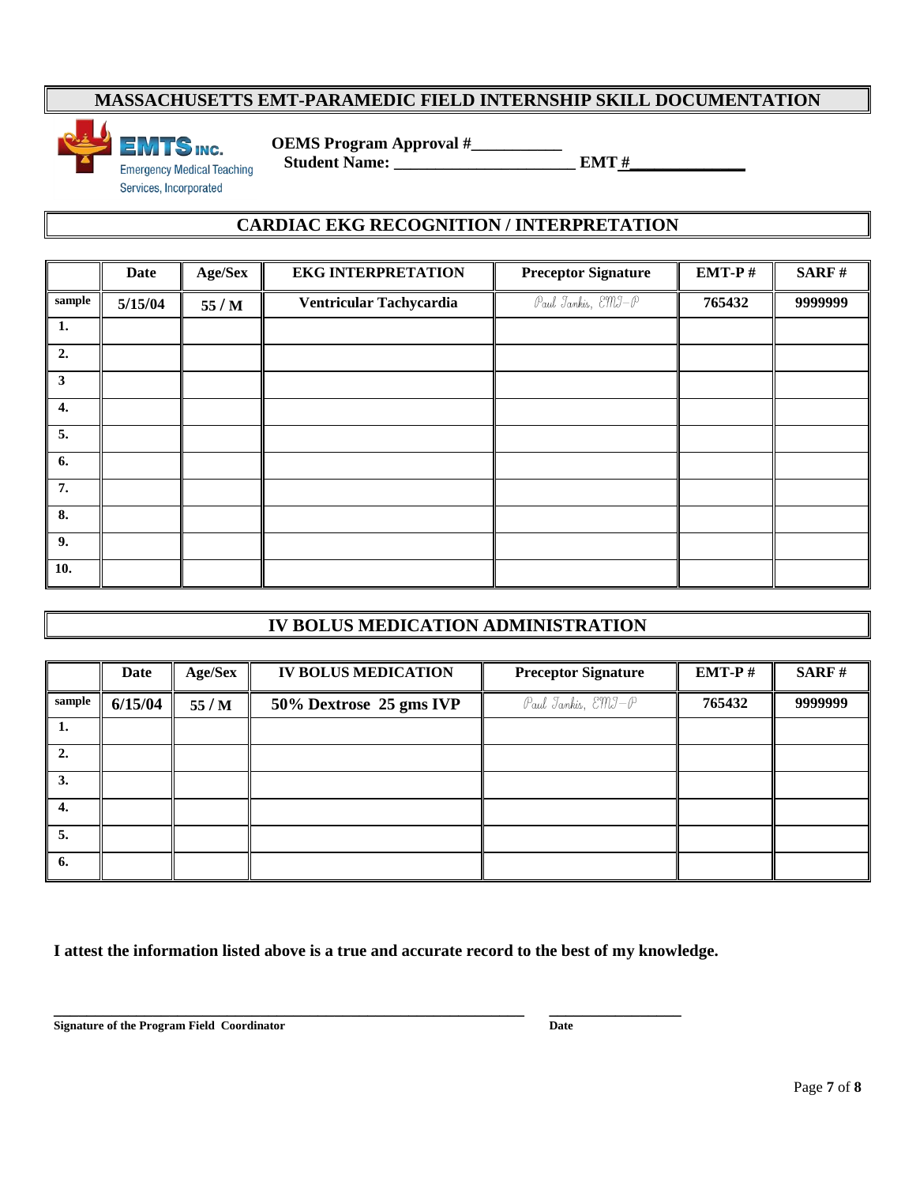# MASSACHUSETTS EMT-PARAMEDIC FIELD INTERNSHIP SKILL DOCUMENTATION

EMTS INC. Emergency Medical Teaching Services, Incorporated

**OEMS Program Approval #___________**
**Student Name: ______________________ EMT #______________**

## CARDIAC EKG RECOGNITION / INTERPRETATION

| | Date | Age/Sex | EKG INTERPRETATION | Preceptor Signature | EMT-P # | SARF # |
|---|---|---|---|---|---|---|
| sample | 5/15/04 | 55 / M | Ventricular Tachycardia | Paul Jankis, EMT-P | 765432 | 9999999 |
| 1. | | | | | | |
| 2. | | | | | | |
| 3 | | | | | | |
| 4. | | | | | | |
| 5. | | | | | | |
| 6. | | | | | | |
| 7. | | | | | | |
| 8. | | | | | | |
| 9. | | | | | | |
| 10. | | | | | | |

## IV BOLUS MEDICATION ADMINISTRATION

| | Date | Age/Sex | IV BOLUS MEDICATION | Preceptor Signature | EMT-P # | SARF # |
|---|---|---|---|---|---|---|
| sample | 6/15/04 | 55 / M | 50% Dextrose 25 gms IVP | Paul Jankis, EMT-P | 765432 | 9999999 |
| 1. | | | | | | |
| 2. | | | | | | |
| 3. | | | | | | |
| 4. | | | | | | |
| 5. | | | | | | |
| 6. | | | | | | |

**I attest the information listed above is a true and accurate record to the best of my knowledge.**

_______________________________________________ ________________

**Signature of the Program Field Coordinator** **Date**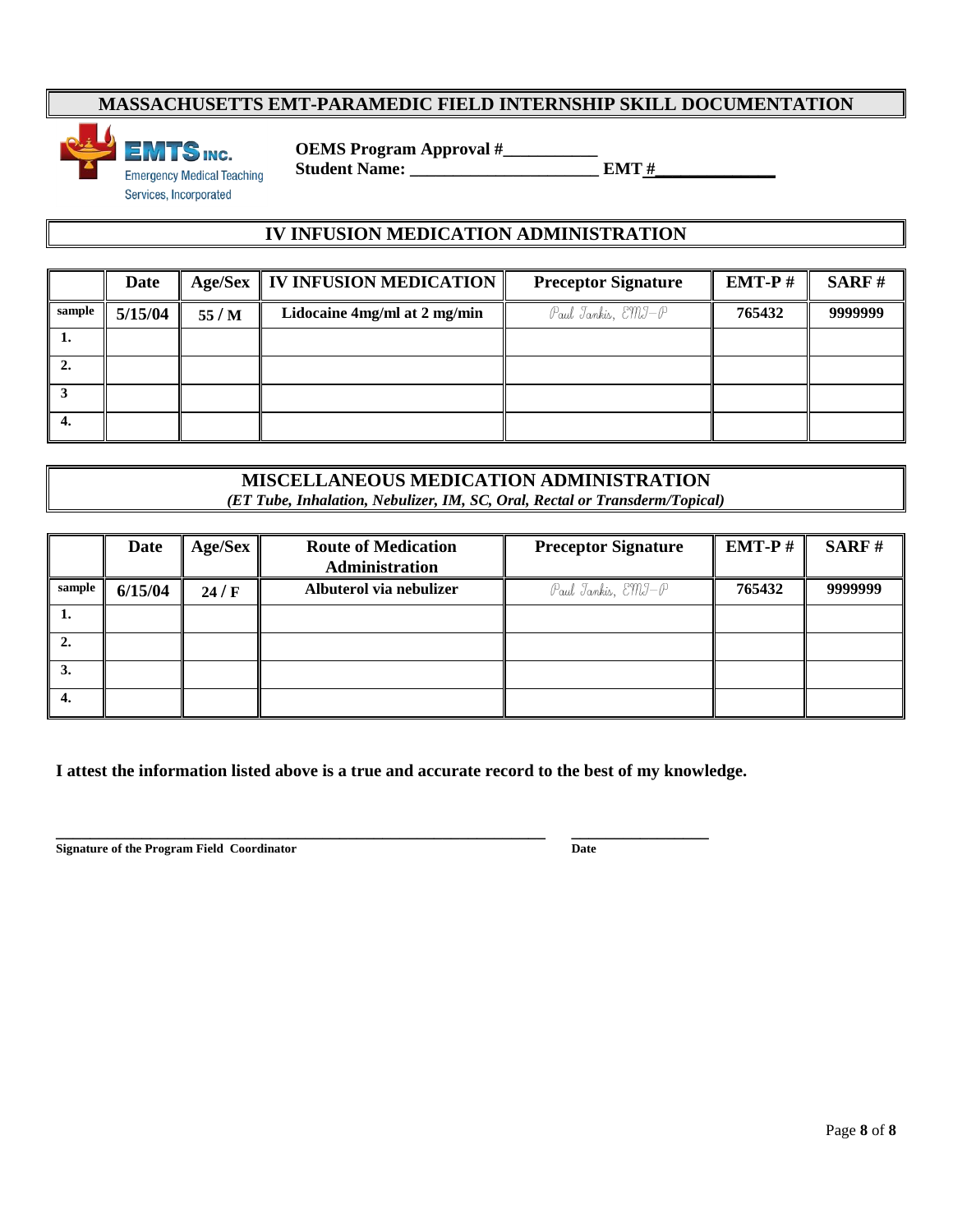# MASSACHUSETTS EMT-PARAMEDIC FIELD INTERNSHIP SKILL DOCUMENTATION

EMTS INC. Emergency Medical Teaching Services, Incorporated

**OEMS Program Approval #\_\_\_\_\_\_\_\_\_\_\_**
**Student Name: \_\_\_\_\_\_\_\_\_\_\_\_\_\_\_\_\_\_\_\_\_\_ EMT #\_\_\_\_\_\_\_\_\_\_\_\_\_\_**

## IV INFUSION MEDICATION ADMINISTRATION

| | Date | Age/Sex | IV INFUSION MEDICATION | Preceptor Signature | EMT-P # | SARF # |
|---|---|---|---|---|---|---|
| sample | 5/15/04 | 55 / M | Lidocaine 4mg/ml at 2 mg/min | Paul Jankis, EMT-P | 765432 | 9999999 |
| 1. | | | | | | |
| 2. | | | | | | |
| 3 | | | | | | |
| 4. | | | | | | |

## MISCELLANEOUS MEDICATION ADMINISTRATION

*(ET Tube, Inhalation, Nebulizer, IM, SC, Oral, Rectal or Transderm/Topical)*

| | Date | Age/Sex | Route of Medication Administration | Preceptor Signature | EMT-P # | SARF # |
|---|---|---|---|---|---|---|
| sample | 6/15/04 | 24 / F | Albuterol via nebulizer | Paul Jankis, EMT-P | 765432 | 9999999 |
| 1. | | | | | | |
| 2. | | | | | | |
| 3. | | | | | | |
| 4. | | | | | | |

**I attest the information listed above is a true and accurate record to the best of my knowledge.**

\_\_\_\_\_\_\_\_\_\_\_\_\_\_\_\_\_\_\_\_\_\_\_\_\_\_\_\_\_\_\_\_\_\_\_\_\_\_\_\_\_\_\_\_\_\_\_\_ \_\_\_\_\_\_\_\_\_\_\_\_\_\_\_\_\_\_
**Signature of the Program Field Coordinator** **Date**